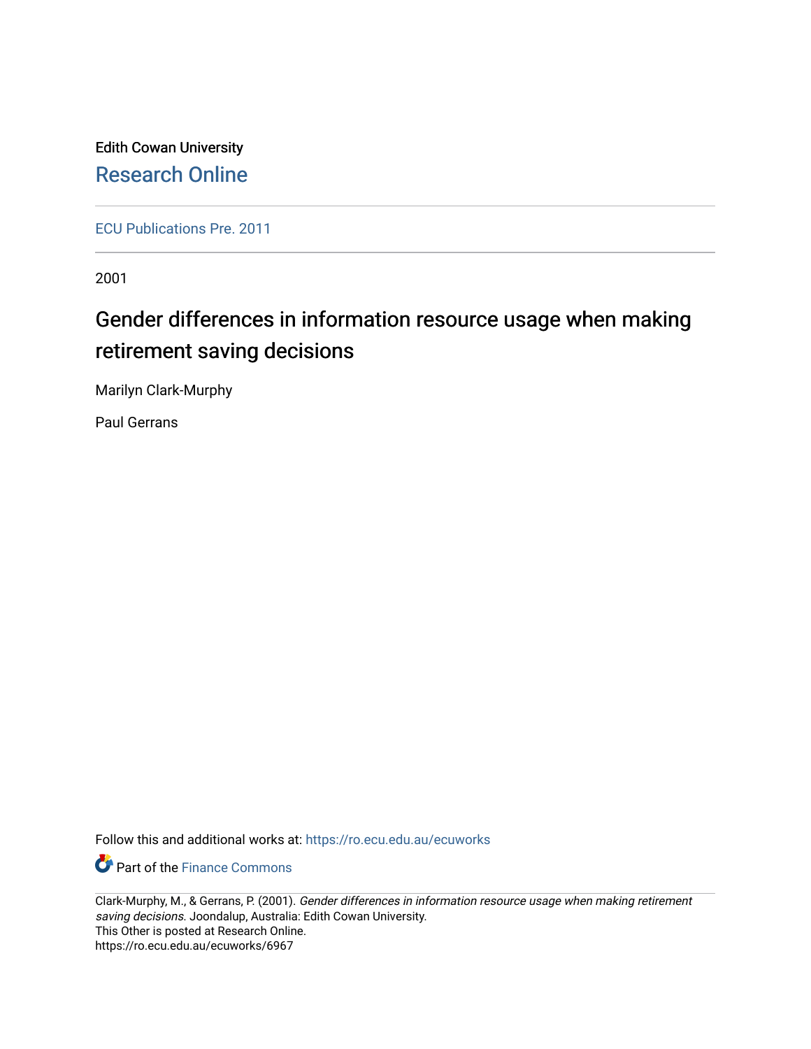Edith Cowan University

Research Online

ECU Publications Pre. 2011

2001

# Gender differences in information resource usage when making retirement saving decisions

Marilyn Clark-Murphy

Paul Gerrans

Follow this and additional works at: https://ro.ecu.edu.au/ecuworks

Part of the Finance Commons

Clark-Murphy, M., & Gerrans, P. (2001). *Gender differences in information resource usage when making retirement saving decisions*. Joondalup, Australia: Edith Cowan University.
This Other is posted at Research Online.
https://ro.ecu.edu.au/ecuworks/6967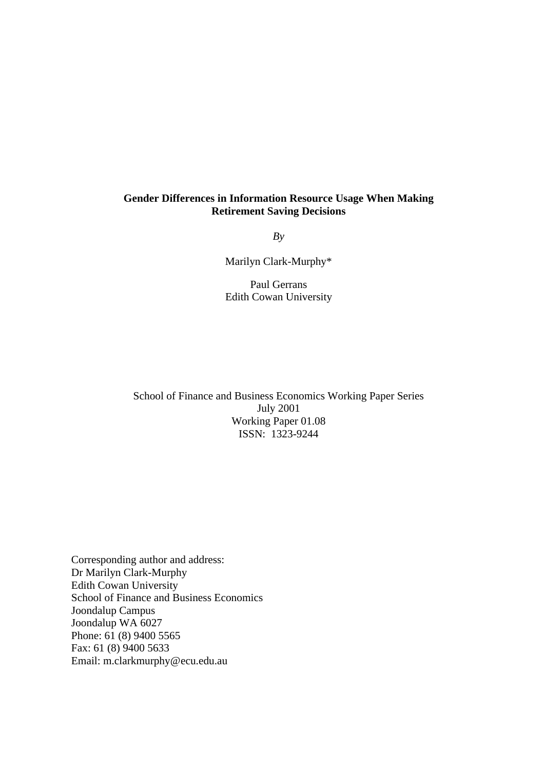**Gender Differences in Information Resource Usage When Making Retirement Saving Decisions**

*By*

Marilyn Clark-Murphy*

Paul Gerrans
Edith Cowan University

School of Finance and Business Economics Working Paper Series
July 2001
Working Paper 01.08
ISSN: 1323-9244

Corresponding author and address:
Dr Marilyn Clark-Murphy
Edith Cowan University
School of Finance and Business Economics
Joondalup Campus
Joondalup WA 6027
Phone: 61 (8) 9400 5565
Fax: 61 (8) 9400 5633
Email: m.clarkmurphy@ecu.edu.au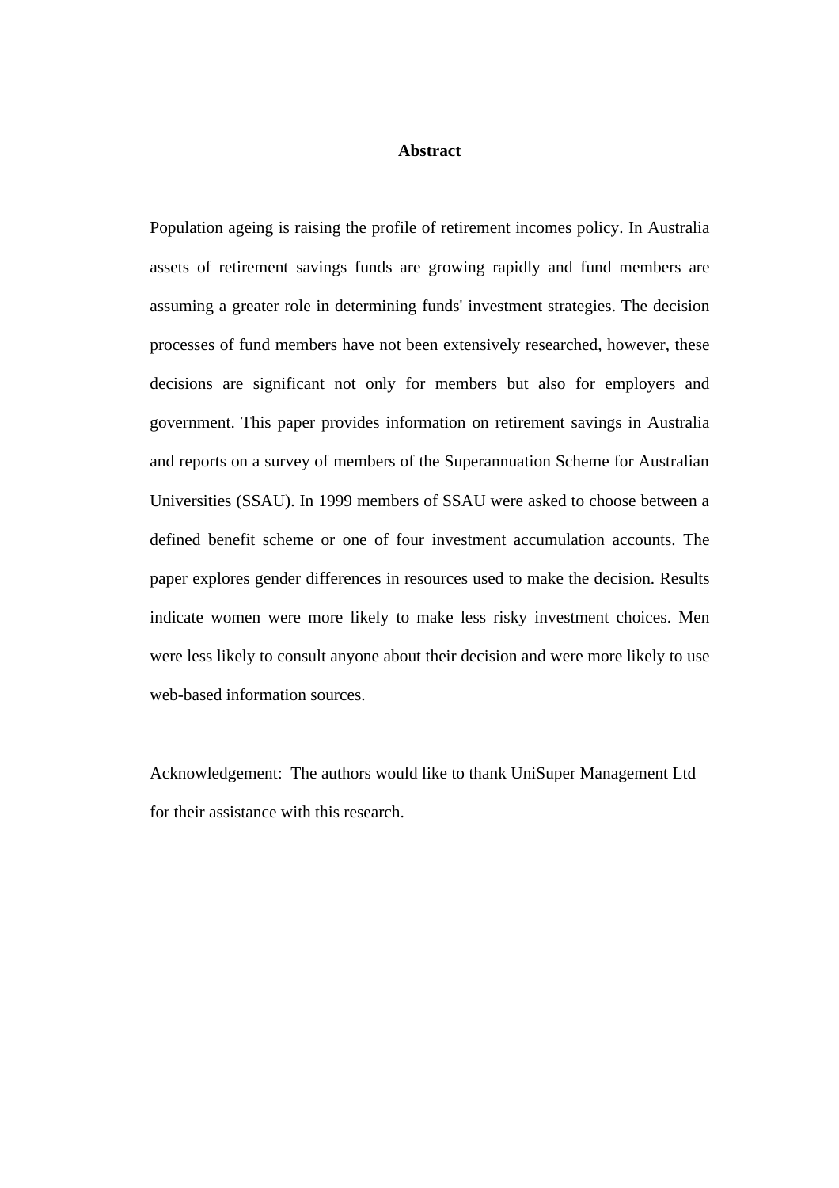## Abstract

Population ageing is raising the profile of retirement incomes policy. In Australia assets of retirement savings funds are growing rapidly and fund members are assuming a greater role in determining funds' investment strategies. The decision processes of fund members have not been extensively researched, however, these decisions are significant not only for members but also for employers and government. This paper provides information on retirement savings in Australia and reports on a survey of members of the Superannuation Scheme for Australian Universities (SSAU). In 1999 members of SSAU were asked to choose between a defined benefit scheme or one of four investment accumulation accounts. The paper explores gender differences in resources used to make the decision. Results indicate women were more likely to make less risky investment choices. Men were less likely to consult anyone about their decision and were more likely to use web-based information sources.

Acknowledgement: The authors would like to thank UniSuper Management Ltd for their assistance with this research.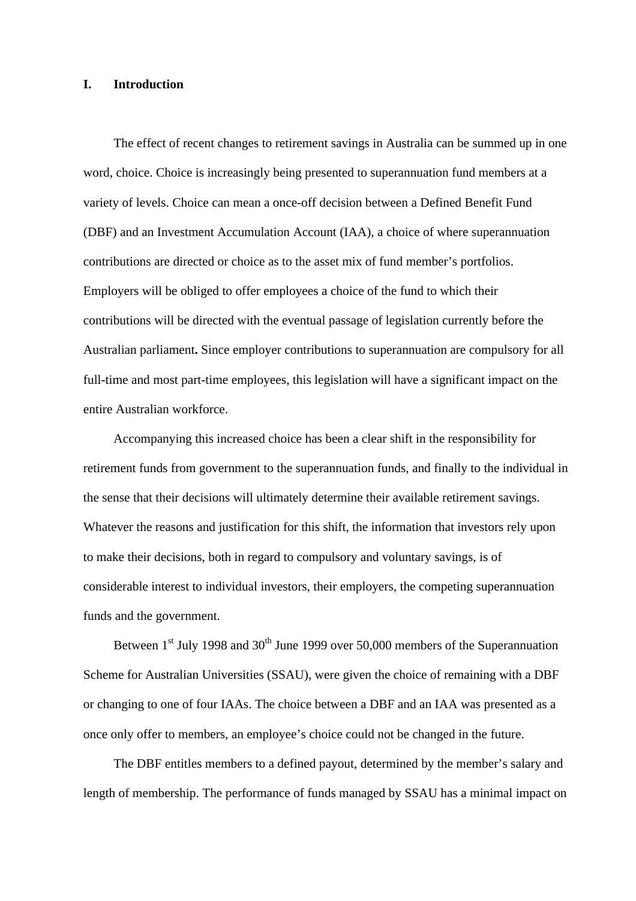## I. Introduction

The effect of recent changes to retirement savings in Australia can be summed up in one word, choice. Choice is increasingly being presented to superannuation fund members at a variety of levels. Choice can mean a once-off decision between a Defined Benefit Fund (DBF) and an Investment Accumulation Account (IAA), a choice of where superannuation contributions are directed or choice as to the asset mix of fund member's portfolios. Employers will be obliged to offer employees a choice of the fund to which their contributions will be directed with the eventual passage of legislation currently before the Australian parliament**.** Since employer contributions to superannuation are compulsory for all full-time and most part-time employees, this legislation will have a significant impact on the entire Australian workforce.

Accompanying this increased choice has been a clear shift in the responsibility for retirement funds from government to the superannuation funds, and finally to the individual in the sense that their decisions will ultimately determine their available retirement savings. Whatever the reasons and justification for this shift, the information that investors rely upon to make their decisions, both in regard to compulsory and voluntary savings, is of considerable interest to individual investors, their employers, the competing superannuation funds and the government.

Between 1st July 1998 and 30th June 1999 over 50,000 members of the Superannuation Scheme for Australian Universities (SSAU), were given the choice of remaining with a DBF or changing to one of four IAAs. The choice between a DBF and an IAA was presented as a once only offer to members, an employee's choice could not be changed in the future.

The DBF entitles members to a defined payout, determined by the member's salary and length of membership. The performance of funds managed by SSAU has a minimal impact on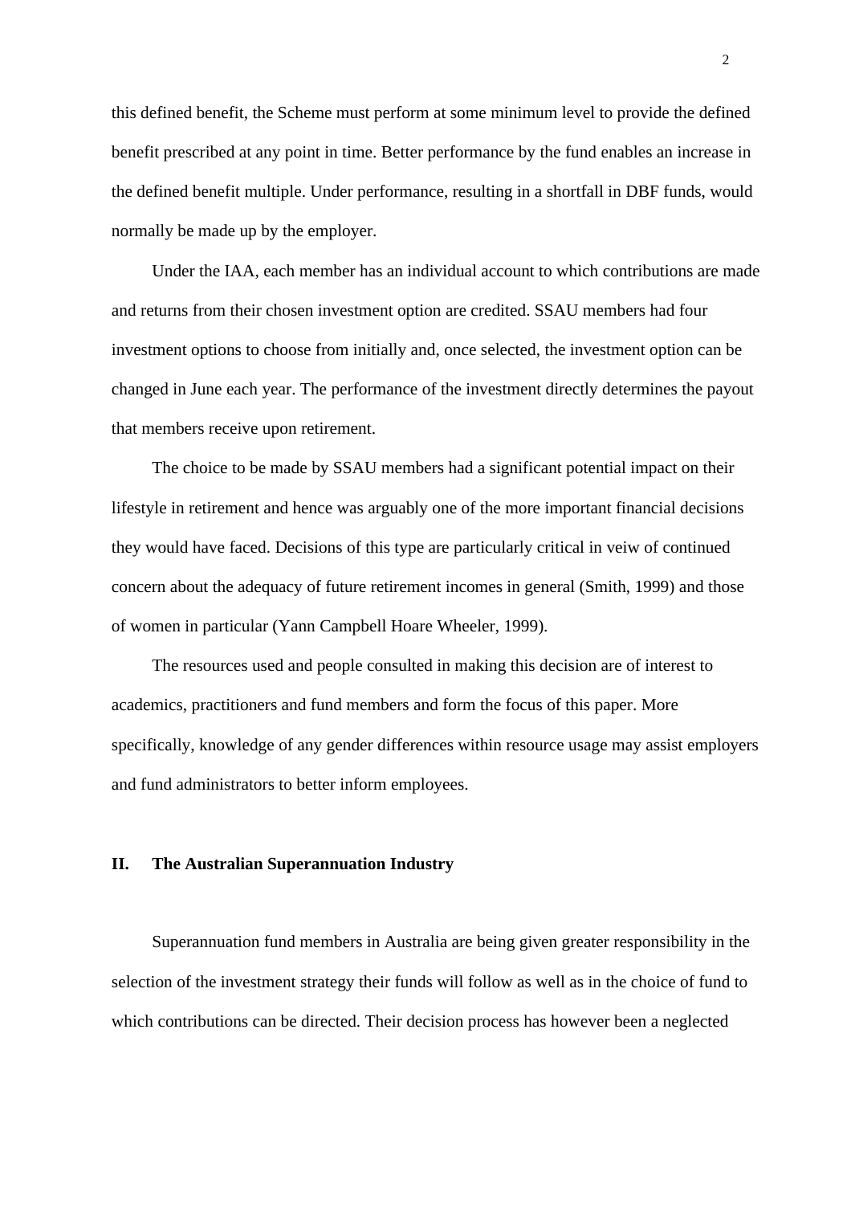this defined benefit, the Scheme must perform at some minimum level to provide the defined benefit prescribed at any point in time. Better performance by the fund enables an increase in the defined benefit multiple. Under performance, resulting in a shortfall in DBF funds, would normally be made up by the employer.

Under the IAA, each member has an individual account to which contributions are made and returns from their chosen investment option are credited. SSAU members had four investment options to choose from initially and, once selected, the investment option can be changed in June each year. The performance of the investment directly determines the payout that members receive upon retirement.

The choice to be made by SSAU members had a significant potential impact on their lifestyle in retirement and hence was arguably one of the more important financial decisions they would have faced. Decisions of this type are particularly critical in veiw of continued concern about the adequacy of future retirement incomes in general (Smith, 1999) and those of women in particular (Yann Campbell Hoare Wheeler, 1999).

The resources used and people consulted in making this decision are of interest to academics, practitioners and fund members and form the focus of this paper. More specifically, knowledge of any gender differences within resource usage may assist employers and fund administrators to better inform employees.

## II. The Australian Superannuation Industry

Superannuation fund members in Australia are being given greater responsibility in the selection of the investment strategy their funds will follow as well as in the choice of fund to which contributions can be directed. Their decision process has however been a neglected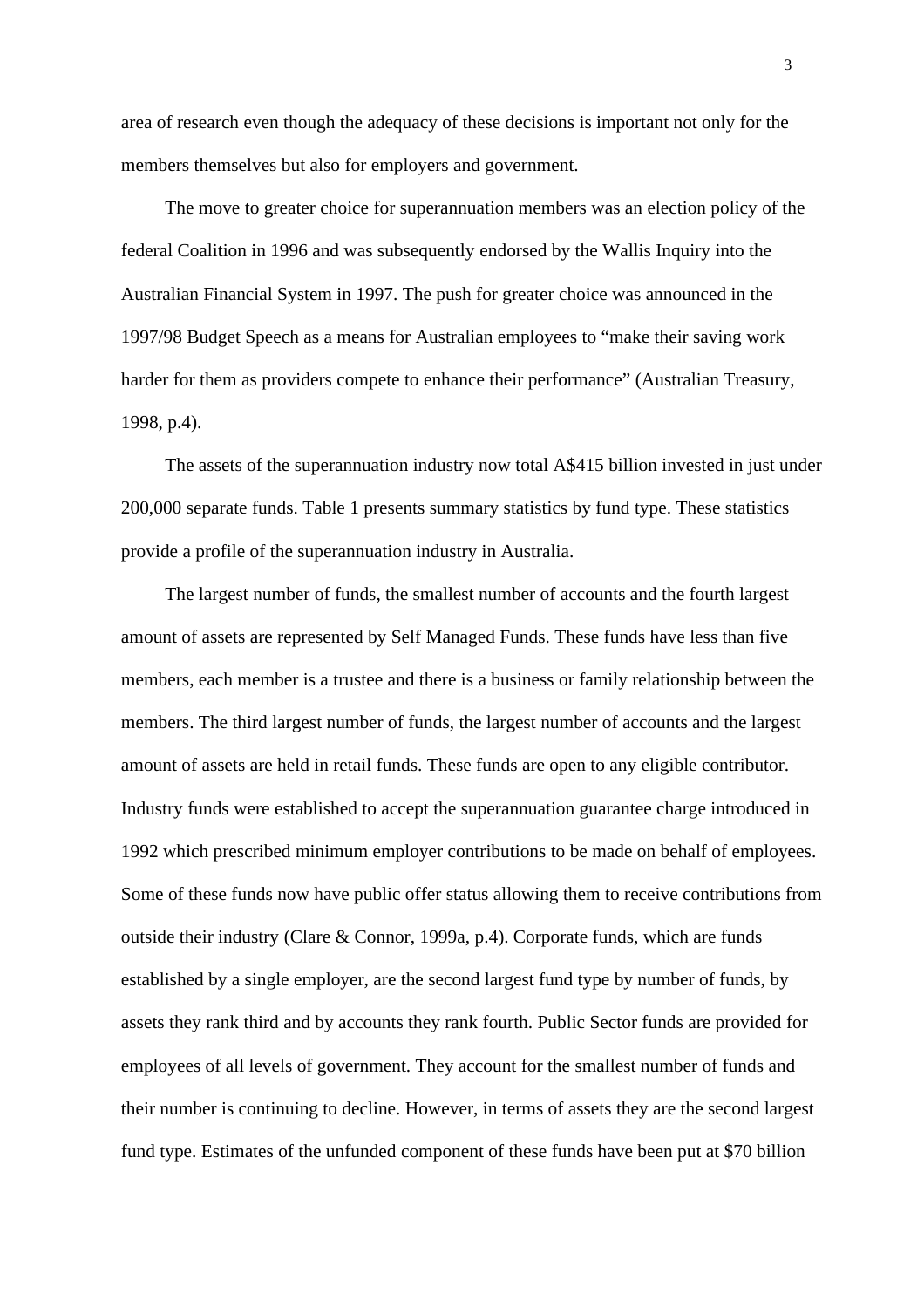area of research even though the adequacy of these decisions is important not only for the members themselves but also for employers and government.

The move to greater choice for superannuation members was an election policy of the federal Coalition in 1996 and was subsequently endorsed by the Wallis Inquiry into the Australian Financial System in 1997. The push for greater choice was announced in the 1997/98 Budget Speech as a means for Australian employees to "make their saving work harder for them as providers compete to enhance their performance" (Australian Treasury, 1998, p.4).

The assets of the superannuation industry now total A$415 billion invested in just under 200,000 separate funds. Table 1 presents summary statistics by fund type. These statistics provide a profile of the superannuation industry in Australia.

The largest number of funds, the smallest number of accounts and the fourth largest amount of assets are represented by Self Managed Funds. These funds have less than five members, each member is a trustee and there is a business or family relationship between the members. The third largest number of funds, the largest number of accounts and the largest amount of assets are held in retail funds. These funds are open to any eligible contributor. Industry funds were established to accept the superannuation guarantee charge introduced in 1992 which prescribed minimum employer contributions to be made on behalf of employees. Some of these funds now have public offer status allowing them to receive contributions from outside their industry (Clare & Connor, 1999a, p.4). Corporate funds, which are funds established by a single employer, are the second largest fund type by number of funds, by assets they rank third and by accounts they rank fourth. Public Sector funds are provided for employees of all levels of government. They account for the smallest number of funds and their number is continuing to decline. However, in terms of assets they are the second largest fund type. Estimates of the unfunded component of these funds have been put at $70 billion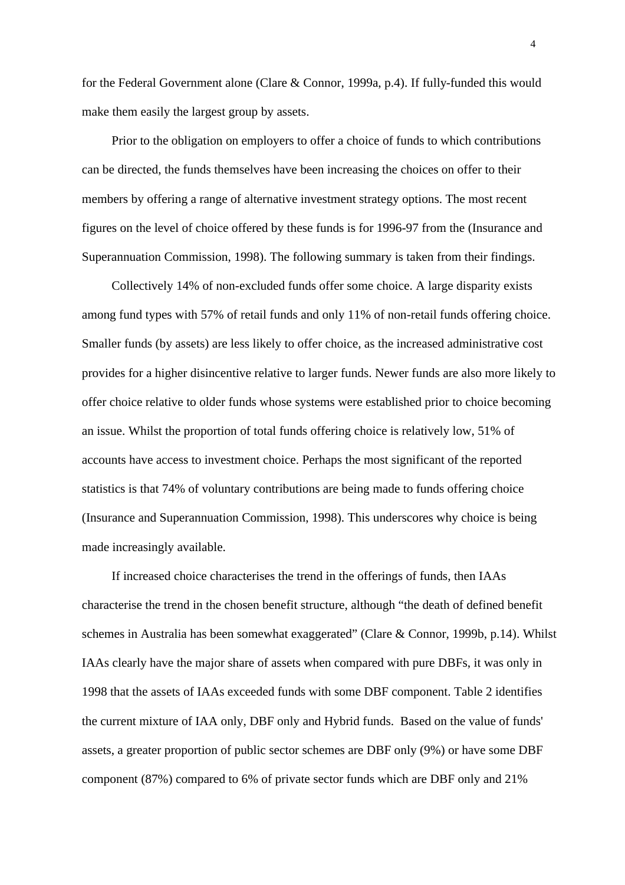for the Federal Government alone (Clare & Connor, 1999a, p.4). If fully-funded this would make them easily the largest group by assets.

Prior to the obligation on employers to offer a choice of funds to which contributions can be directed, the funds themselves have been increasing the choices on offer to their members by offering a range of alternative investment strategy options. The most recent figures on the level of choice offered by these funds is for 1996-97 from the (Insurance and Superannuation Commission, 1998). The following summary is taken from their findings.

Collectively 14% of non-excluded funds offer some choice. A large disparity exists among fund types with 57% of retail funds and only 11% of non-retail funds offering choice. Smaller funds (by assets) are less likely to offer choice, as the increased administrative cost provides for a higher disincentive relative to larger funds. Newer funds are also more likely to offer choice relative to older funds whose systems were established prior to choice becoming an issue. Whilst the proportion of total funds offering choice is relatively low, 51% of accounts have access to investment choice. Perhaps the most significant of the reported statistics is that 74% of voluntary contributions are being made to funds offering choice (Insurance and Superannuation Commission, 1998). This underscores why choice is being made increasingly available.

If increased choice characterises the trend in the offerings of funds, then IAAs characterise the trend in the chosen benefit structure, although "the death of defined benefit schemes in Australia has been somewhat exaggerated" (Clare & Connor, 1999b, p.14). Whilst IAAs clearly have the major share of assets when compared with pure DBFs, it was only in 1998 that the assets of IAAs exceeded funds with some DBF component. Table 2 identifies the current mixture of IAA only, DBF only and Hybrid funds. Based on the value of funds' assets, a greater proportion of public sector schemes are DBF only (9%) or have some DBF component (87%) compared to 6% of private sector funds which are DBF only and 21%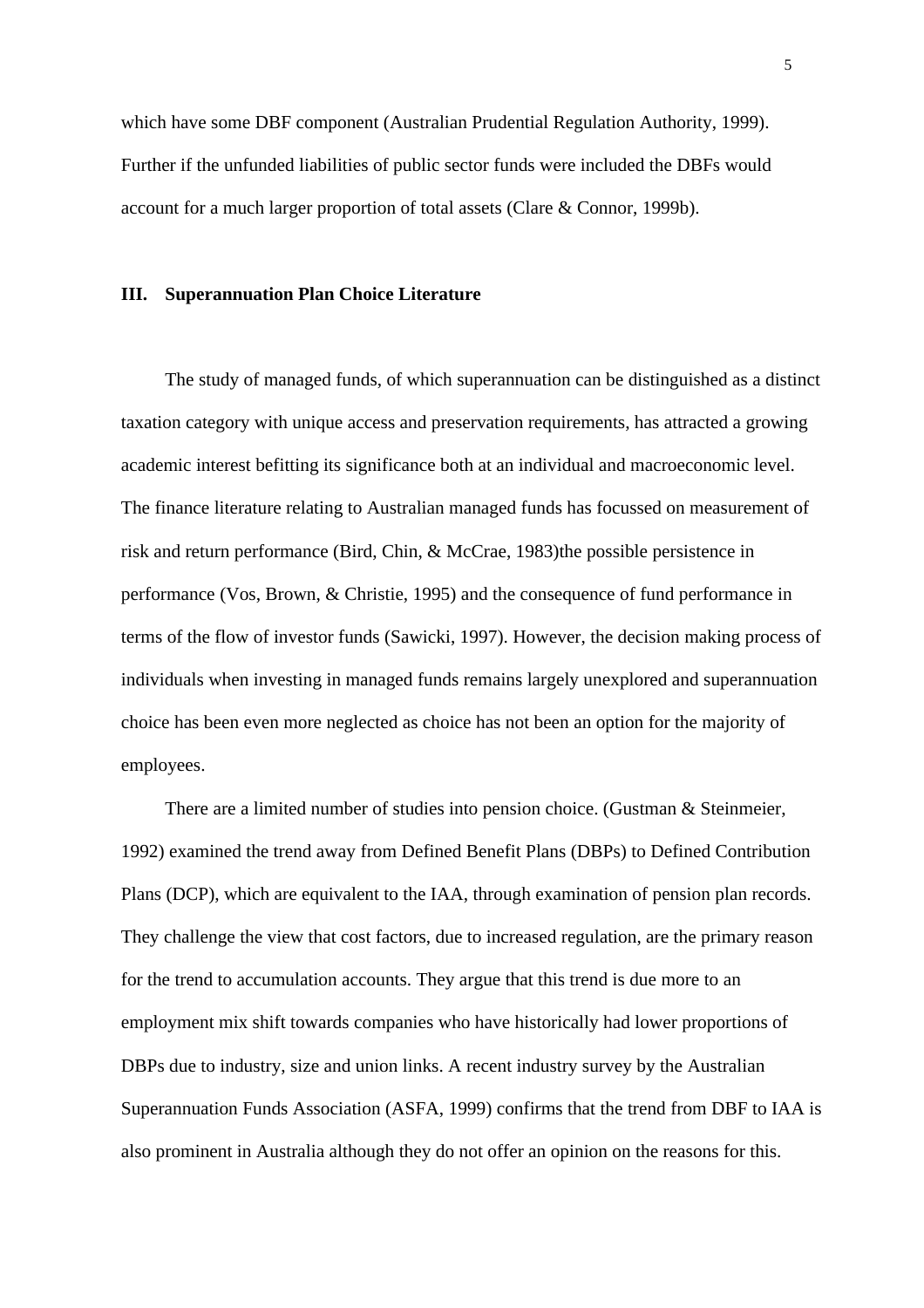which have some DBF component (Australian Prudential Regulation Authority, 1999). Further if the unfunded liabilities of public sector funds were included the DBFs would account for a much larger proportion of total assets (Clare & Connor, 1999b).

## III. Superannuation Plan Choice Literature

The study of managed funds, of which superannuation can be distinguished as a distinct taxation category with unique access and preservation requirements, has attracted a growing academic interest befitting its significance both at an individual and macroeconomic level. The finance literature relating to Australian managed funds has focussed on measurement of risk and return performance (Bird, Chin, & McCrae, 1983)the possible persistence in performance (Vos, Brown, & Christie, 1995) and the consequence of fund performance in terms of the flow of investor funds (Sawicki, 1997). However, the decision making process of individuals when investing in managed funds remains largely unexplored and superannuation choice has been even more neglected as choice has not been an option for the majority of employees.

There are a limited number of studies into pension choice. (Gustman & Steinmeier, 1992) examined the trend away from Defined Benefit Plans (DBPs) to Defined Contribution Plans (DCP), which are equivalent to the IAA, through examination of pension plan records. They challenge the view that cost factors, due to increased regulation, are the primary reason for the trend to accumulation accounts. They argue that this trend is due more to an employment mix shift towards companies who have historically had lower proportions of DBPs due to industry, size and union links. A recent industry survey by the Australian Superannuation Funds Association (ASFA, 1999) confirms that the trend from DBF to IAA is also prominent in Australia although they do not offer an opinion on the reasons for this.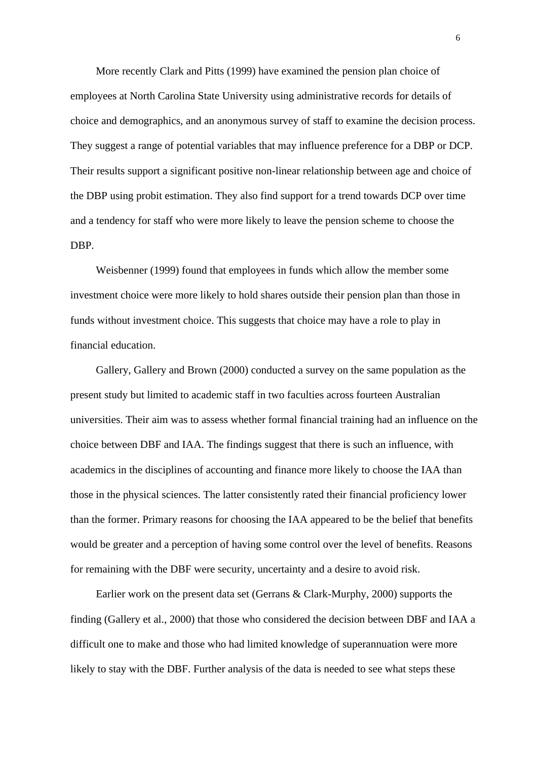More recently Clark and Pitts (1999) have examined the pension plan choice of employees at North Carolina State University using administrative records for details of choice and demographics, and an anonymous survey of staff to examine the decision process. They suggest a range of potential variables that may influence preference for a DBP or DCP. Their results support a significant positive non-linear relationship between age and choice of the DBP using probit estimation. They also find support for a trend towards DCP over time and a tendency for staff who were more likely to leave the pension scheme to choose the DBP.

Weisbenner (1999) found that employees in funds which allow the member some investment choice were more likely to hold shares outside their pension plan than those in funds without investment choice. This suggests that choice may have a role to play in financial education.

Gallery, Gallery and Brown (2000) conducted a survey on the same population as the present study but limited to academic staff in two faculties across fourteen Australian universities. Their aim was to assess whether formal financial training had an influence on the choice between DBF and IAA. The findings suggest that there is such an influence, with academics in the disciplines of accounting and finance more likely to choose the IAA than those in the physical sciences. The latter consistently rated their financial proficiency lower than the former. Primary reasons for choosing the IAA appeared to be the belief that benefits would be greater and a perception of having some control over the level of benefits. Reasons for remaining with the DBF were security, uncertainty and a desire to avoid risk.

Earlier work on the present data set (Gerrans & Clark-Murphy, 2000) supports the finding (Gallery et al., 2000) that those who considered the decision between DBF and IAA a difficult one to make and those who had limited knowledge of superannuation were more likely to stay with the DBF. Further analysis of the data is needed to see what steps these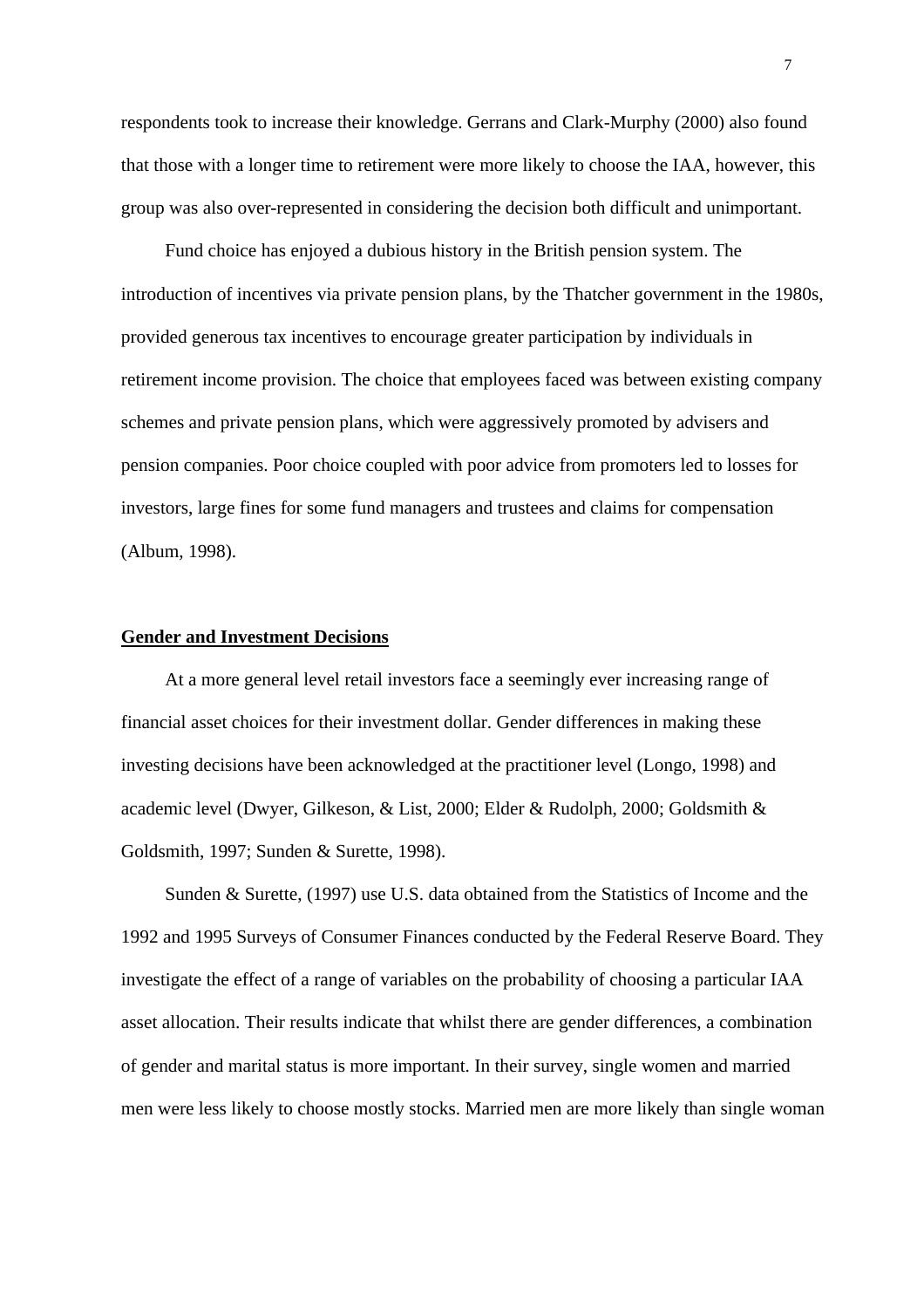respondents took to increase their knowledge. Gerrans and Clark-Murphy (2000) also found that those with a longer time to retirement were more likely to choose the IAA, however, this group was also over-represented in considering the decision both difficult and unimportant.

Fund choice has enjoyed a dubious history in the British pension system. The introduction of incentives via private pension plans, by the Thatcher government in the 1980s, provided generous tax incentives to encourage greater participation by individuals in retirement income provision. The choice that employees faced was between existing company schemes and private pension plans, which were aggressively promoted by advisers and pension companies. Poor choice coupled with poor advice from promoters led to losses for investors, large fines for some fund managers and trustees and claims for compensation (Album, 1998).

## Gender and Investment Decisions

At a more general level retail investors face a seemingly ever increasing range of financial asset choices for their investment dollar. Gender differences in making these investing decisions have been acknowledged at the practitioner level (Longo, 1998) and academic level (Dwyer, Gilkeson, & List, 2000; Elder & Rudolph, 2000; Goldsmith & Goldsmith, 1997; Sunden & Surette, 1998).

Sunden & Surette, (1997) use U.S. data obtained from the Statistics of Income and the 1992 and 1995 Surveys of Consumer Finances conducted by the Federal Reserve Board. They investigate the effect of a range of variables on the probability of choosing a particular IAA asset allocation. Their results indicate that whilst there are gender differences, a combination of gender and marital status is more important. In their survey, single women and married men were less likely to choose mostly stocks. Married men are more likely than single woman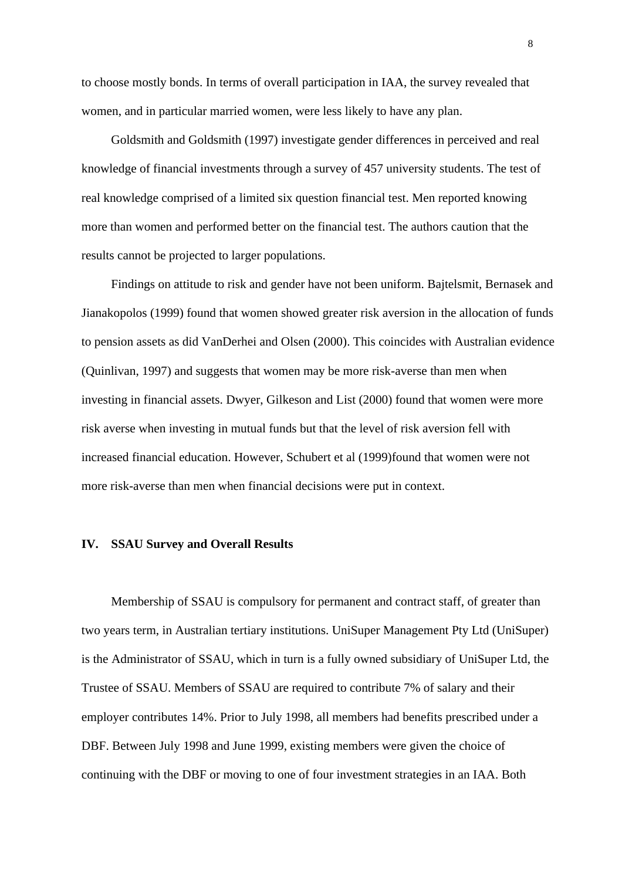to choose mostly bonds. In terms of overall participation in IAA, the survey revealed that women, and in particular married women, were less likely to have any plan.

Goldsmith and Goldsmith (1997) investigate gender differences in perceived and real knowledge of financial investments through a survey of 457 university students. The test of real knowledge comprised of a limited six question financial test. Men reported knowing more than women and performed better on the financial test. The authors caution that the results cannot be projected to larger populations.

Findings on attitude to risk and gender have not been uniform. Bajtelsmit, Bernasek and Jianakopolos (1999) found that women showed greater risk aversion in the allocation of funds to pension assets as did VanDerhei and Olsen (2000). This coincides with Australian evidence (Quinlivan, 1997) and suggests that women may be more risk-averse than men when investing in financial assets. Dwyer, Gilkeson and List (2000) found that women were more risk averse when investing in mutual funds but that the level of risk aversion fell with increased financial education. However, Schubert et al (1999)found that women were not more risk-averse than men when financial decisions were put in context.

## IV. SSAU Survey and Overall Results

Membership of SSAU is compulsory for permanent and contract staff, of greater than two years term, in Australian tertiary institutions. UniSuper Management Pty Ltd (UniSuper) is the Administrator of SSAU, which in turn is a fully owned subsidiary of UniSuper Ltd, the Trustee of SSAU. Members of SSAU are required to contribute 7% of salary and their employer contributes 14%. Prior to July 1998, all members had benefits prescribed under a DBF. Between July 1998 and June 1999, existing members were given the choice of continuing with the DBF or moving to one of four investment strategies in an IAA. Both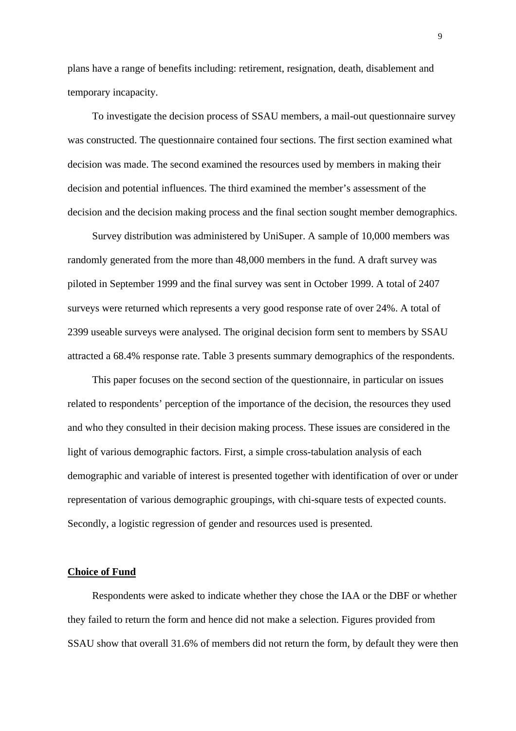plans have a range of benefits including: retirement, resignation, death, disablement and temporary incapacity.

To investigate the decision process of SSAU members, a mail-out questionnaire survey was constructed. The questionnaire contained four sections. The first section examined what decision was made. The second examined the resources used by members in making their decision and potential influences. The third examined the member's assessment of the decision and the decision making process and the final section sought member demographics.

Survey distribution was administered by UniSuper. A sample of 10,000 members was randomly generated from the more than 48,000 members in the fund. A draft survey was piloted in September 1999 and the final survey was sent in October 1999. A total of 2407 surveys were returned which represents a very good response rate of over 24%. A total of 2399 useable surveys were analysed. The original decision form sent to members by SSAU attracted a 68.4% response rate. Table 3 presents summary demographics of the respondents.

This paper focuses on the second section of the questionnaire, in particular on issues related to respondents' perception of the importance of the decision, the resources they used and who they consulted in their decision making process. These issues are considered in the light of various demographic factors. First, a simple cross-tabulation analysis of each demographic and variable of interest is presented together with identification of over or under representation of various demographic groupings, with chi-square tests of expected counts. Secondly, a logistic regression of gender and resources used is presented.

## **Choice of Fund**

Respondents were asked to indicate whether they chose the IAA or the DBF or whether they failed to return the form and hence did not make a selection. Figures provided from SSAU show that overall 31.6% of members did not return the form, by default they were then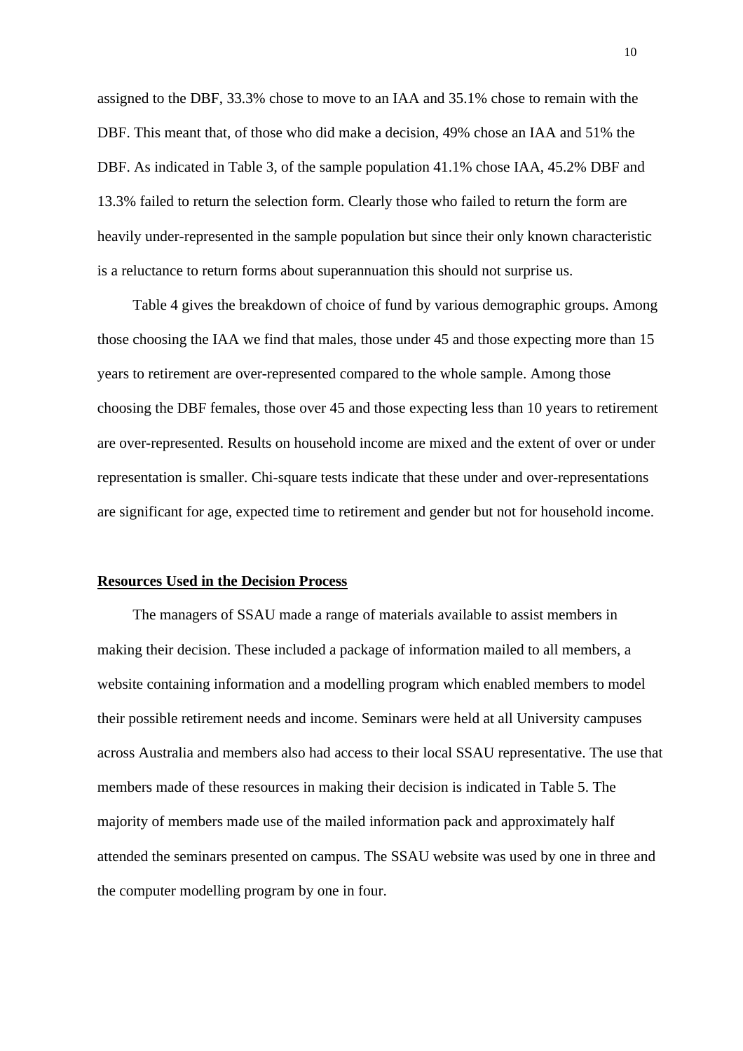assigned to the DBF, 33.3% chose to move to an IAA and 35.1% chose to remain with the DBF. This meant that, of those who did make a decision, 49% chose an IAA and 51% the DBF. As indicated in Table 3, of the sample population 41.1% chose IAA, 45.2% DBF and 13.3% failed to return the selection form. Clearly those who failed to return the form are heavily under-represented in the sample population but since their only known characteristic is a reluctance to return forms about superannuation this should not surprise us.

Table 4 gives the breakdown of choice of fund by various demographic groups. Among those choosing the IAA we find that males, those under 45 and those expecting more than 15 years to retirement are over-represented compared to the whole sample. Among those choosing the DBF females, those over 45 and those expecting less than 10 years to retirement are over-represented. Results on household income are mixed and the extent of over or under representation is smaller. Chi-square tests indicate that these under and over-representations are significant for age, expected time to retirement and gender but not for household income.

## Resources Used in the Decision Process

The managers of SSAU made a range of materials available to assist members in making their decision. These included a package of information mailed to all members, a website containing information and a modelling program which enabled members to model their possible retirement needs and income. Seminars were held at all University campuses across Australia and members also had access to their local SSAU representative. The use that members made of these resources in making their decision is indicated in Table 5. The majority of members made use of the mailed information pack and approximately half attended the seminars presented on campus. The SSAU website was used by one in three and the computer modelling program by one in four.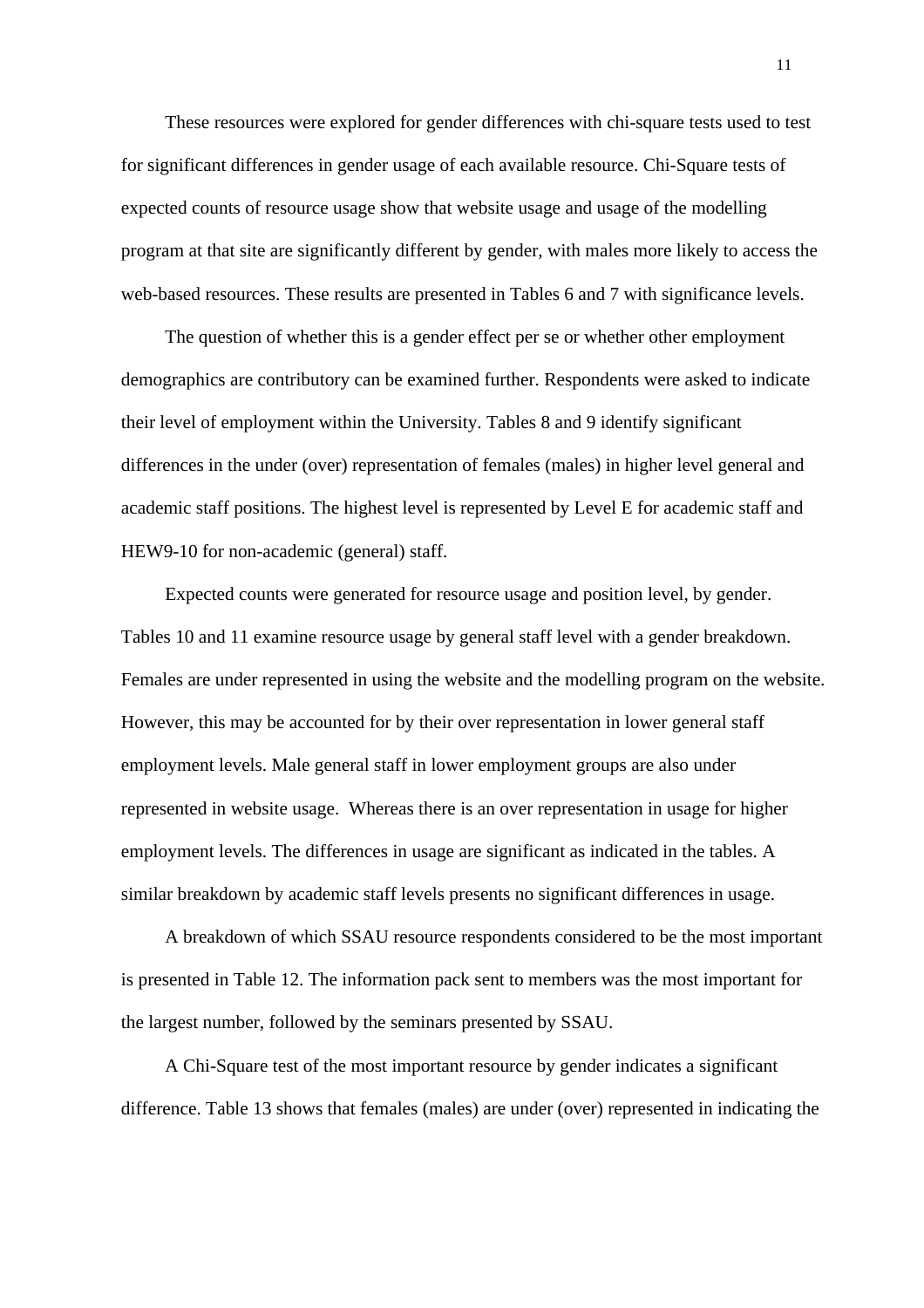These resources were explored for gender differences with chi-square tests used to test for significant differences in gender usage of each available resource. Chi-Square tests of expected counts of resource usage show that website usage and usage of the modelling program at that site are significantly different by gender, with males more likely to access the web-based resources. These results are presented in Tables 6 and 7 with significance levels.

The question of whether this is a gender effect per se or whether other employment demographics are contributory can be examined further. Respondents were asked to indicate their level of employment within the University. Tables 8 and 9 identify significant differences in the under (over) representation of females (males) in higher level general and academic staff positions. The highest level is represented by Level E for academic staff and HEW9-10 for non-academic (general) staff.

Expected counts were generated for resource usage and position level, by gender. Tables 10 and 11 examine resource usage by general staff level with a gender breakdown. Females are under represented in using the website and the modelling program on the website. However, this may be accounted for by their over representation in lower general staff employment levels. Male general staff in lower employment groups are also under represented in website usage. Whereas there is an over representation in usage for higher employment levels. The differences in usage are significant as indicated in the tables. A similar breakdown by academic staff levels presents no significant differences in usage.

A breakdown of which SSAU resource respondents considered to be the most important is presented in Table 12. The information pack sent to members was the most important for the largest number, followed by the seminars presented by SSAU.

A Chi-Square test of the most important resource by gender indicates a significant difference. Table 13 shows that females (males) are under (over) represented in indicating the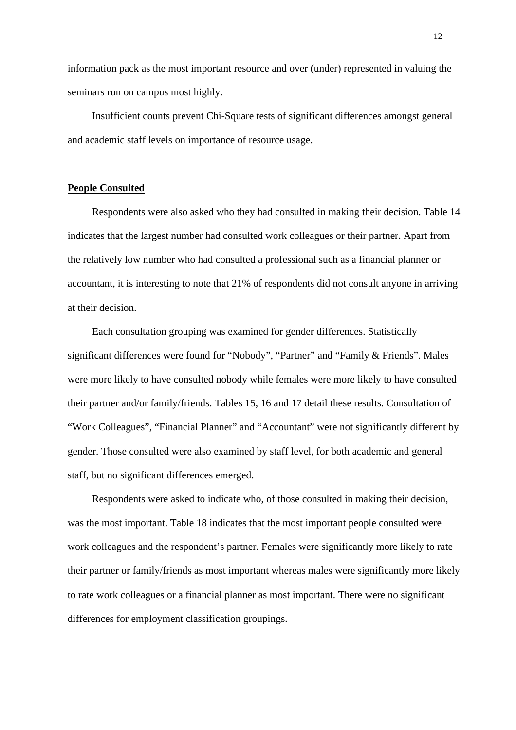information pack as the most important resource and over (under) represented in valuing the seminars run on campus most highly.

Insufficient counts prevent Chi-Square tests of significant differences amongst general and academic staff levels on importance of resource usage.

## People Consulted

Respondents were also asked who they had consulted in making their decision. Table 14 indicates that the largest number had consulted work colleagues or their partner. Apart from the relatively low number who had consulted a professional such as a financial planner or accountant, it is interesting to note that 21% of respondents did not consult anyone in arriving at their decision.

Each consultation grouping was examined for gender differences. Statistically significant differences were found for "Nobody", "Partner" and "Family & Friends". Males were more likely to have consulted nobody while females were more likely to have consulted their partner and/or family/friends. Tables 15, 16 and 17 detail these results. Consultation of "Work Colleagues", "Financial Planner" and "Accountant" were not significantly different by gender. Those consulted were also examined by staff level, for both academic and general staff, but no significant differences emerged.

Respondents were asked to indicate who, of those consulted in making their decision, was the most important. Table 18 indicates that the most important people consulted were work colleagues and the respondent's partner. Females were significantly more likely to rate their partner or family/friends as most important whereas males were significantly more likely to rate work colleagues or a financial planner as most important. There were no significant differences for employment classification groupings.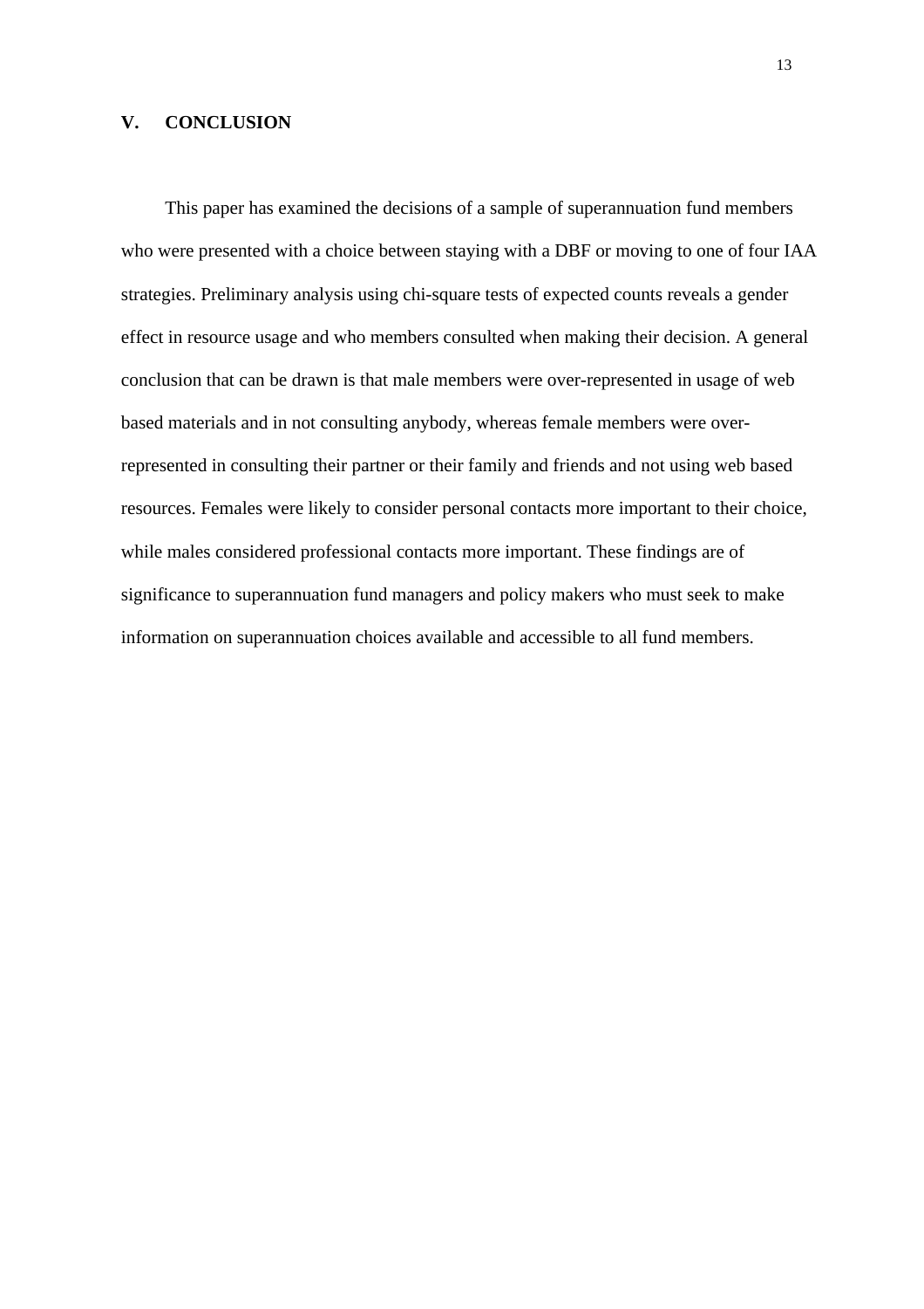## V. CONCLUSION

This paper has examined the decisions of a sample of superannuation fund members who were presented with a choice between staying with a DBF or moving to one of four IAA strategies. Preliminary analysis using chi-square tests of expected counts reveals a gender effect in resource usage and who members consulted when making their decision. A general conclusion that can be drawn is that male members were over-represented in usage of web based materials and in not consulting anybody, whereas female members were over-represented in consulting their partner or their family and friends and not using web based resources. Females were likely to consider personal contacts more important to their choice, while males considered professional contacts more important. These findings are of significance to superannuation fund managers and policy makers who must seek to make information on superannuation choices available and accessible to all fund members.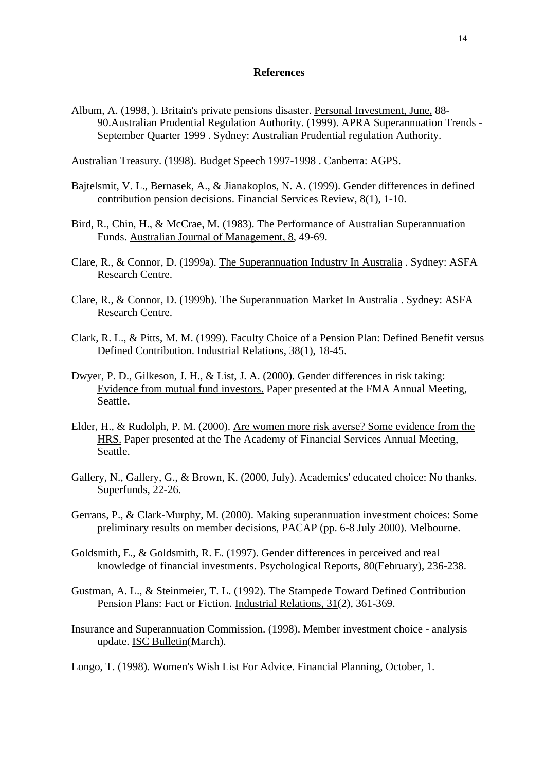# References

Album, A. (1998, ). Britain's private pensions disaster. Personal Investment, June, 88-90.Australian Prudential Regulation Authority. (1999). APRA Superannuation Trends - September Quarter 1999 . Sydney: Australian Prudential regulation Authority.

Australian Treasury. (1998). Budget Speech 1997-1998 . Canberra: AGPS.

Bajtelsmit, V. L., Bernasek, A., & Jianakoplos, N. A. (1999). Gender differences in defined contribution pension decisions. Financial Services Review, 8(1), 1-10.

Bird, R., Chin, H., & McCrae, M. (1983). The Performance of Australian Superannuation Funds. Australian Journal of Management, 8, 49-69.

Clare, R., & Connor, D. (1999a). The Superannuation Industry In Australia . Sydney: ASFA Research Centre.

Clare, R., & Connor, D. (1999b). The Superannuation Market In Australia . Sydney: ASFA Research Centre.

Clark, R. L., & Pitts, M. M. (1999). Faculty Choice of a Pension Plan: Defined Benefit versus Defined Contribution. Industrial Relations, 38(1), 18-45.

Dwyer, P. D., Gilkeson, J. H., & List, J. A. (2000). Gender differences in risk taking: Evidence from mutual fund investors. Paper presented at the FMA Annual Meeting, Seattle.

Elder, H., & Rudolph, P. M. (2000). Are women more risk averse? Some evidence from the HRS. Paper presented at the The Academy of Financial Services Annual Meeting, Seattle.

Gallery, N., Gallery, G., & Brown, K. (2000, July). Academics' educated choice: No thanks. Superfunds, 22-26.

Gerrans, P., & Clark-Murphy, M. (2000). Making superannuation investment choices: Some preliminary results on member decisions, PACAP (pp. 6-8 July 2000). Melbourne.

Goldsmith, E., & Goldsmith, R. E. (1997). Gender differences in perceived and real knowledge of financial investments. Psychological Reports, 80(February), 236-238.

Gustman, A. L., & Steinmeier, T. L. (1992). The Stampede Toward Defined Contribution Pension Plans: Fact or Fiction. Industrial Relations, 31(2), 361-369.

Insurance and Superannuation Commission. (1998). Member investment choice - analysis update. ISC Bulletin(March).

Longo, T. (1998). Women's Wish List For Advice. Financial Planning, October, 1.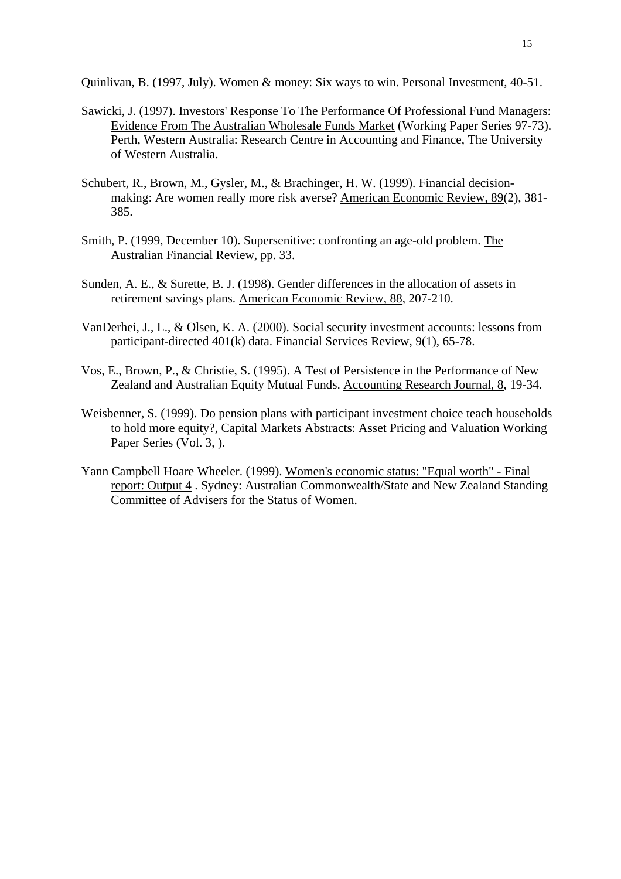Quinlivan, B. (1997, July). Women & money: Six ways to win. Personal Investment, 40-51.

Sawicki, J. (1997). Investors' Response To The Performance Of Professional Fund Managers: Evidence From The Australian Wholesale Funds Market (Working Paper Series 97-73). Perth, Western Australia: Research Centre in Accounting and Finance, The University of Western Australia.

Schubert, R., Brown, M., Gysler, M., & Brachinger, H. W. (1999). Financial decision-making: Are women really more risk averse? American Economic Review, 89(2), 381-385.

Smith, P. (1999, December 10). Supersenitive: confronting an age-old problem. The Australian Financial Review, pp. 33.

Sunden, A. E., & Surette, B. J. (1998). Gender differences in the allocation of assets in retirement savings plans. American Economic Review, 88, 207-210.

VanDerhei, J., L., & Olsen, K. A. (2000). Social security investment accounts: lessons from participant-directed 401(k) data. Financial Services Review, 9(1), 65-78.

Vos, E., Brown, P., & Christie, S. (1995). A Test of Persistence in the Performance of New Zealand and Australian Equity Mutual Funds. Accounting Research Journal, 8, 19-34.

Weisbenner, S. (1999). Do pension plans with participant investment choice teach households to hold more equity?, Capital Markets Abstracts: Asset Pricing and Valuation Working Paper Series (Vol. 3, ).

Yann Campbell Hoare Wheeler. (1999). Women's economic status: "Equal worth" - Final report: Output 4 . Sydney: Australian Commonwealth/State and New Zealand Standing Committee of Advisers for the Status of Women.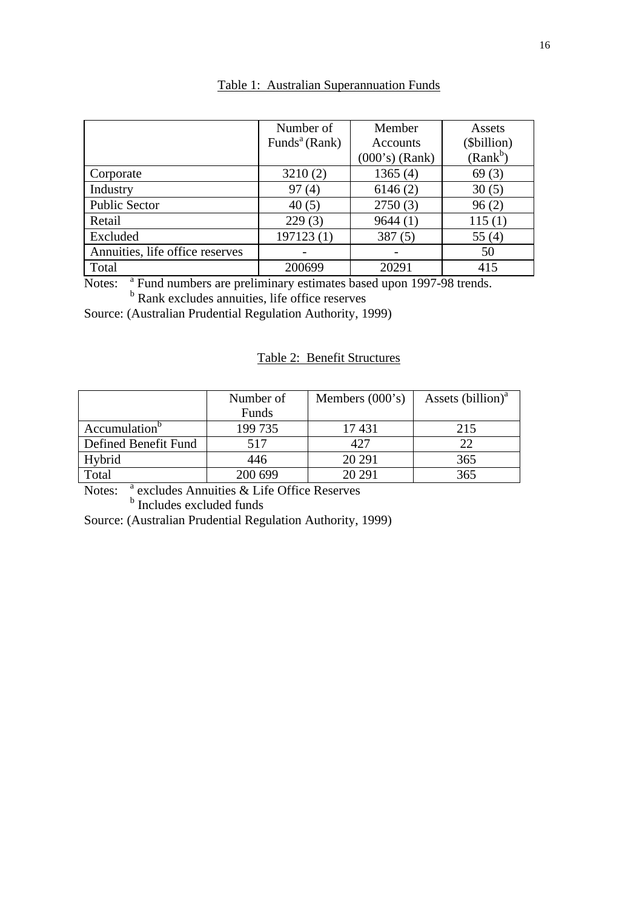Table 1: Australian Superannuation Funds

| | Number of Funds[a] (Rank) | Member Accounts (000's) (Rank) | Assets ($billion) (Rank[b]) |
|---|---|---|---|
| Corporate | 3210 (2) | 1365 (4) | 69 (3) |
| Industry | 97 (4) | 6146 (2) | 30 (5) |
| Public Sector | 40 (5) | 2750 (3) | 96 (2) |
| Retail | 229 (3) | 9644 (1) | 115 (1) |
| Excluded | 197123 (1) | 387 (5) | 55 (4) |
| Annuities, life office reserves | - | - | 50 |
| Total | 200699 | 20291 | 415 |

Notes: [a] Fund numbers are preliminary estimates based upon 1997-98 trends.
[b] Rank excludes annuities, life office reserves

Source: (Australian Prudential Regulation Authority, 1999)

Table 2: Benefit Structures

| | Number of Funds | Members (000's) | Assets (billion)[a] |
|---|---|---|---|
| Accumulation[b] | 199 735 | 17 431 | 215 |
| Defined Benefit Fund | 517 | 427 | 22 |
| Hybrid | 446 | 20 291 | 365 |
| Total | 200 699 | 20 291 | 365 |

Notes: [a] excludes Annuities & Life Office Reserves
[b] Includes excluded funds

Source: (Australian Prudential Regulation Authority, 1999)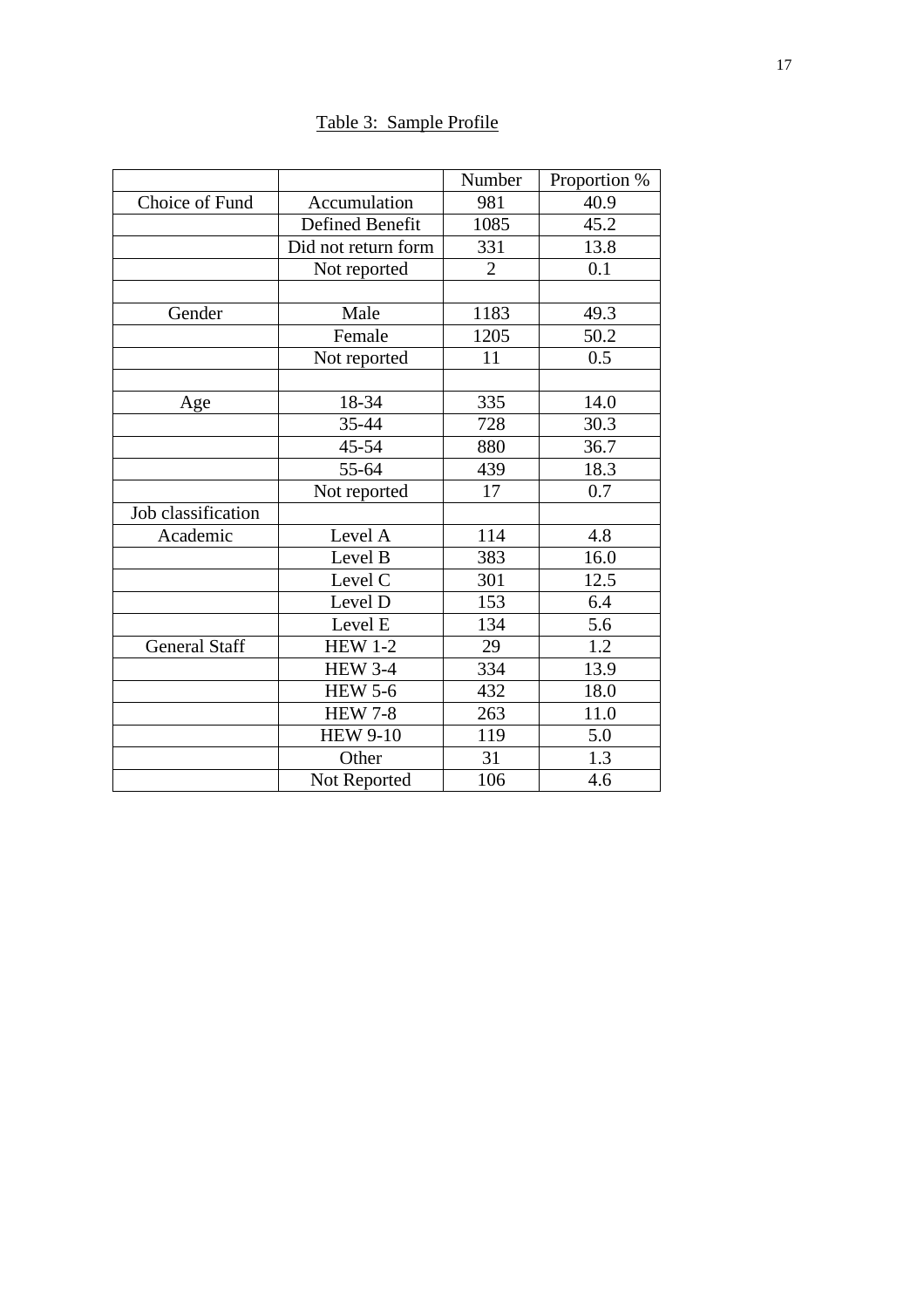Table 3: Sample Profile

| | | Number | Proportion % |
|---|---|---|---|
| Choice of Fund | Accumulation | 981 | 40.9 |
| | Defined Benefit | 1085 | 45.2 |
| | Did not return form | 331 | 13.8 |
| | Not reported | 2 | 0.1 |
| | | | |
| Gender | Male | 1183 | 49.3 |
| | Female | 1205 | 50.2 |
| | Not reported | 11 | 0.5 |
| | | | |
| Age | 18-34 | 335 | 14.0 |
| | 35-44 | 728 | 30.3 |
| | 45-54 | 880 | 36.7 |
| | 55-64 | 439 | 18.3 |
| | Not reported | 17 | 0.7 |
| Job classification | | | |
| Academic | Level A | 114 | 4.8 |
| | Level B | 383 | 16.0 |
| | Level C | 301 | 12.5 |
| | Level D | 153 | 6.4 |
| | Level E | 134 | 5.6 |
| General Staff | HEW 1-2 | 29 | 1.2 |
| | HEW 3-4 | 334 | 13.9 |
| | HEW 5-6 | 432 | 18.0 |
| | HEW 7-8 | 263 | 11.0 |
| | HEW 9-10 | 119 | 5.0 |
| | Other | 31 | 1.3 |
| | Not Reported | 106 | 4.6 |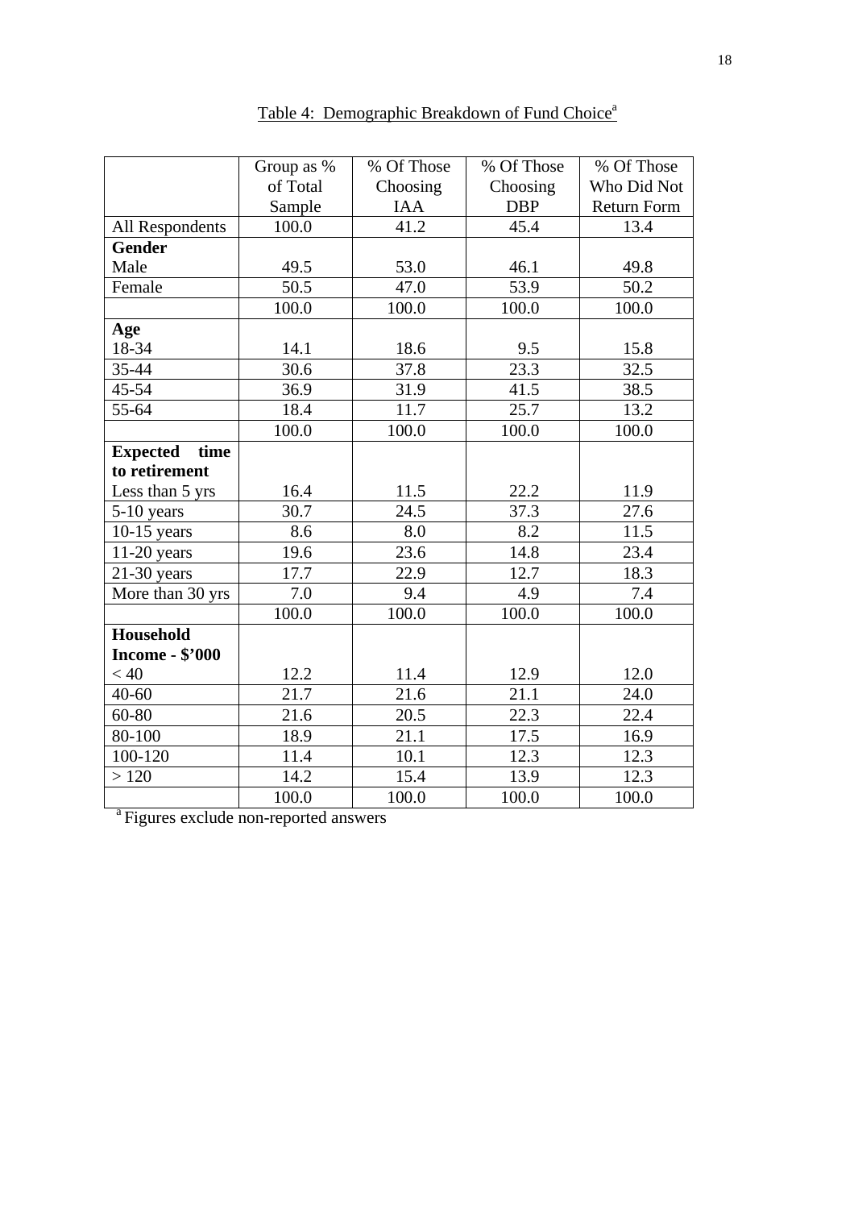Table 4: Demographic Breakdown of Fund Choice[a]

| | Group as % of Total Sample | % Of Those Choosing IAA | % Of Those Choosing DBP | % Of Those Who Did Not Return Form |
|---|---|---|---|---|
| All Respondents | 100.0 | 41.2 | 45.4 | 13.4 |
| **Gender** | | | | |
| Male | 49.5 | 53.0 | 46.1 | 49.8 |
| Female | 50.5 | 47.0 | 53.9 | 50.2 |
| | 100.0 | 100.0 | 100.0 | 100.0 |
| **Age** | | | | |
| 18-34 | 14.1 | 18.6 | 9.5 | 15.8 |
| 35-44 | 30.6 | 37.8 | 23.3 | 32.5 |
| 45-54 | 36.9 | 31.9 | 41.5 | 38.5 |
| 55-64 | 18.4 | 11.7 | 25.7 | 13.2 |
| | 100.0 | 100.0 | 100.0 | 100.0 |
| **Expected time to retirement** | | | | |
| Less than 5 yrs | 16.4 | 11.5 | 22.2 | 11.9 |
| 5-10 years | 30.7 | 24.5 | 37.3 | 27.6 |
| 10-15 years | 8.6 | 8.0 | 8.2 | 11.5 |
| 11-20 years | 19.6 | 23.6 | 14.8 | 23.4 |
| 21-30 years | 17.7 | 22.9 | 12.7 | 18.3 |
| More than 30 yrs | 7.0 | 9.4 | 4.9 | 7.4 |
| | 100.0 | 100.0 | 100.0 | 100.0 |
| **Household Income - $'000** | | | | |
| < 40 | 12.2 | 11.4 | 12.9 | 12.0 |
| 40-60 | 21.7 | 21.6 | 21.1 | 24.0 |
| 60-80 | 21.6 | 20.5 | 22.3 | 22.4 |
| 80-100 | 18.9 | 21.1 | 17.5 | 16.9 |
| 100-120 | 11.4 | 10.1 | 12.3 | 12.3 |
| > 120 | 14.2 | 15.4 | 13.9 | 12.3 |
| | 100.0 | 100.0 | 100.0 | 100.0 |

[a] Figures exclude non-reported answers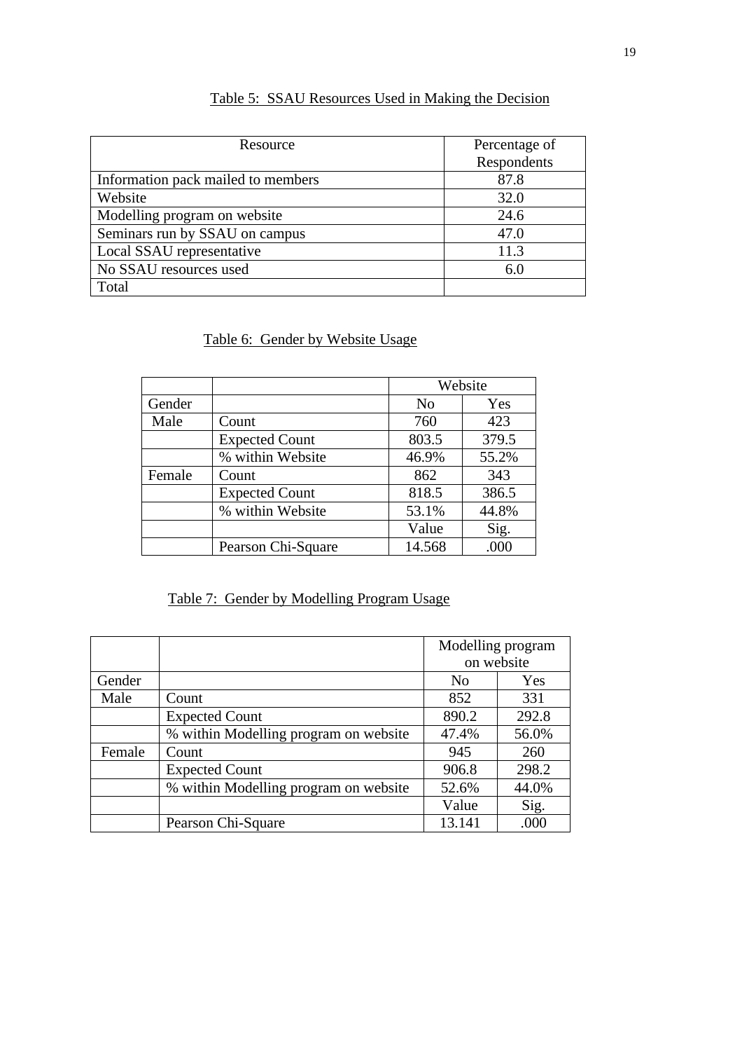Table 5: SSAU Resources Used in Making the Decision

| Resource | Percentage of Respondents |
|---|---|
| Information pack mailed to members | 87.8 |
| Website | 32.0 |
| Modelling program on website | 24.6 |
| Seminars run by SSAU on campus | 47.0 |
| Local SSAU representative | 11.3 |
| No SSAU resources used | 6.0 |
| Total | |

Table 6: Gender by Website Usage

| | | Website | |
|---|---|---|---|
| Gender | | No | Yes |
| Male | Count | 760 | 423 |
| | Expected Count | 803.5 | 379.5 |
| | % within Website | 46.9% | 55.2% |
| Female | Count | 862 | 343 |
| | Expected Count | 818.5 | 386.5 |
| | % within Website | 53.1% | 44.8% |
| | | Value | Sig. |
| | Pearson Chi-Square | 14.568 | .000 |

Table 7: Gender by Modelling Program Usage

| | | Modelling program on website | |
|---|---|---|---|
| Gender | | No | Yes |
| Male | Count | 852 | 331 |
| | Expected Count | 890.2 | 292.8 |
| | % within Modelling program on website | 47.4% | 56.0% |
| Female | Count | 945 | 260 |
| | Expected Count | 906.8 | 298.2 |
| | % within Modelling program on website | 52.6% | 44.0% |
| | | Value | Sig. |
| | Pearson Chi-Square | 13.141 | .000 |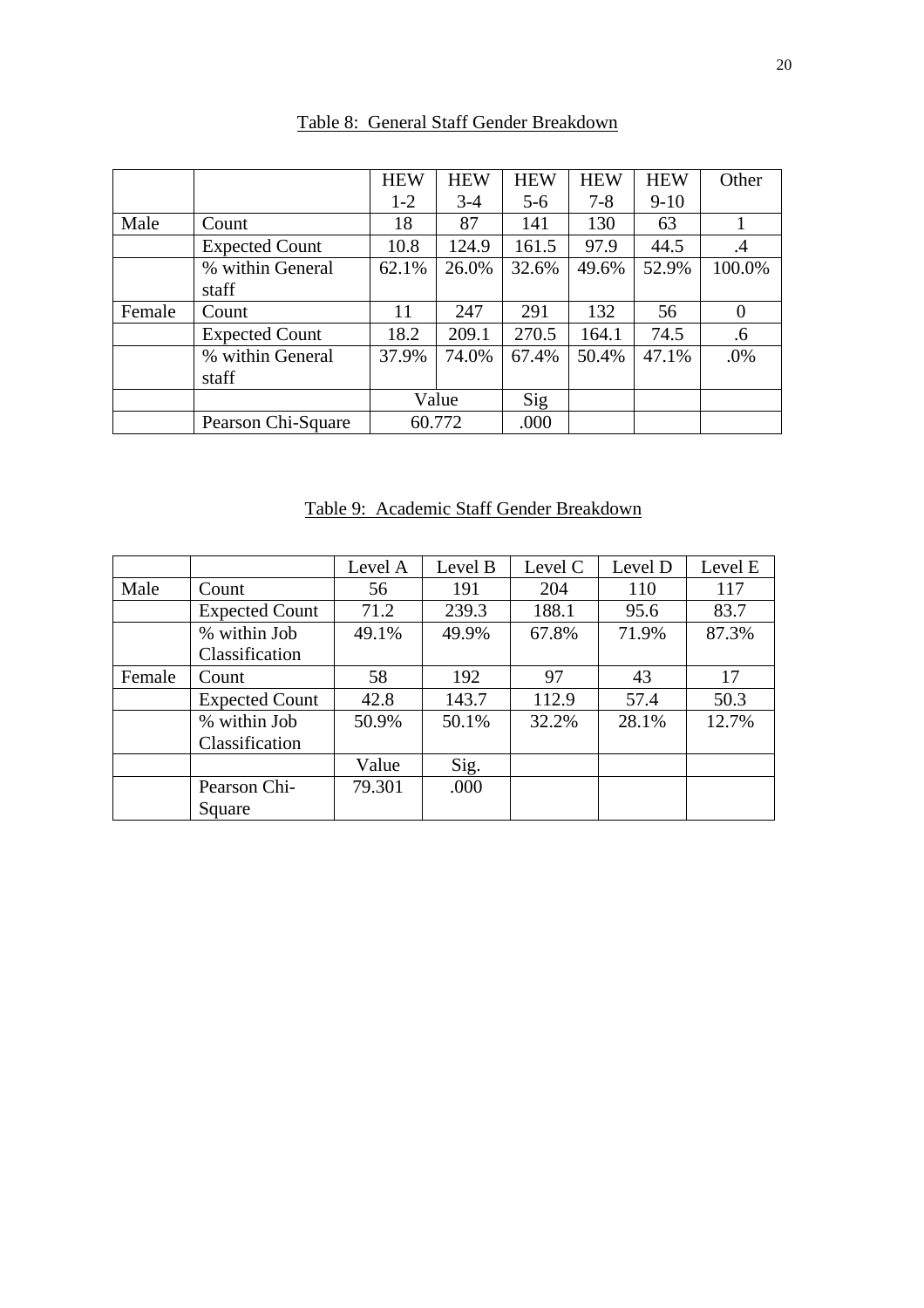Table 8: General Staff Gender Breakdown

| | | HEW 1-2 | HEW 3-4 | HEW 5-6 | HEW 7-8 | HEW 9-10 | Other |
|---|---|---|---|---|---|---|---|
| Male | Count | 18 | 87 | 141 | 130 | 63 | 1 |
| | Expected Count | 10.8 | 124.9 | 161.5 | 97.9 | 44.5 | .4 |
| | % within General staff | 62.1% | 26.0% | 32.6% | 49.6% | 52.9% | 100.0% |
| Female | Count | 11 | 247 | 291 | 132 | 56 | 0 |
| | Expected Count | 18.2 | 209.1 | 270.5 | 164.1 | 74.5 | .6 |
| | % within General staff | 37.9% | 74.0% | 67.4% | 50.4% | 47.1% | .0% |
| | | Value | | Sig | | | |
| | Pearson Chi-Square | 60.772 | | .000 | | | |

Table 9: Academic Staff Gender Breakdown

| | | Level A | Level B | Level C | Level D | Level E |
|---|---|---|---|---|---|---|
| Male | Count | 56 | 191 | 204 | 110 | 117 |
| | Expected Count | 71.2 | 239.3 | 188.1 | 95.6 | 83.7 |
| | % within Job Classification | 49.1% | 49.9% | 67.8% | 71.9% | 87.3% |
| Female | Count | 58 | 192 | 97 | 43 | 17 |
| | Expected Count | 42.8 | 143.7 | 112.9 | 57.4 | 50.3 |
| | % within Job Classification | 50.9% | 50.1% | 32.2% | 28.1% | 12.7% |
| | | Value | Sig. | | | |
| | Pearson Chi-Square | 79.301 | .000 | | | |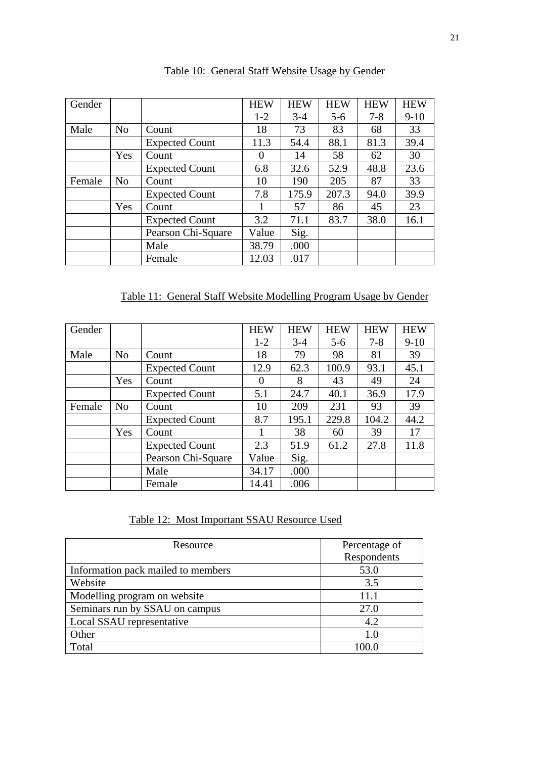Table 10: General Staff Website Usage by Gender

| Gender | | | HEW 1-2 | HEW 3-4 | HEW 5-6 | HEW 7-8 | HEW 9-10 |
|---|---|---|---|---|---|---|---|
| Male | No | Count | 18 | 73 | 83 | 68 | 33 |
| | | Expected Count | 11.3 | 54.4 | 88.1 | 81.3 | 39.4 |
| | Yes | Count | 0 | 14 | 58 | 62 | 30 |
| | | Expected Count | 6.8 | 32.6 | 52.9 | 48.8 | 23.6 |
| Female | No | Count | 10 | 190 | 205 | 87 | 33 |
| | | Expected Count | 7.8 | 175.9 | 207.3 | 94.0 | 39.9 |
| | Yes | Count | 1 | 57 | 86 | 45 | 23 |
| | | Expected Count | 3.2 | 71.1 | 83.7 | 38.0 | 16.1 |
| | | Pearson Chi-Square | Value | Sig. | | | |
| | | Male | 38.79 | .000 | | | |
| | | Female | 12.03 | .017 | | | |

Table 11: General Staff Website Modelling Program Usage by Gender

| Gender | | | HEW 1-2 | HEW 3-4 | HEW 5-6 | HEW 7-8 | HEW 9-10 |
|---|---|---|---|---|---|---|---|
| Male | No | Count | 18 | 79 | 98 | 81 | 39 |
| | | Expected Count | 12.9 | 62.3 | 100.9 | 93.1 | 45.1 |
| | Yes | Count | 0 | 8 | 43 | 49 | 24 |
| | | Expected Count | 5.1 | 24.7 | 40.1 | 36.9 | 17.9 |
| Female | No | Count | 10 | 209 | 231 | 93 | 39 |
| | | Expected Count | 8.7 | 195.1 | 229.8 | 104.2 | 44.2 |
| | Yes | Count | 1 | 38 | 60 | 39 | 17 |
| | | Expected Count | 2.3 | 51.9 | 61.2 | 27.8 | 11.8 |
| | | Pearson Chi-Square | Value | Sig. | | | |
| | | Male | 34.17 | .000 | | | |
| | | Female | 14.41 | .006 | | | |

Table 12: Most Important SSAU Resource Used

| Resource | Percentage of Respondents |
|---|---|
| Information pack mailed to members | 53.0 |
| Website | 3.5 |
| Modelling program on website | 11.1 |
| Seminars run by SSAU on campus | 27.0 |
| Local SSAU representative | 4.2 |
| Other | 1.0 |
| Total | 100.0 |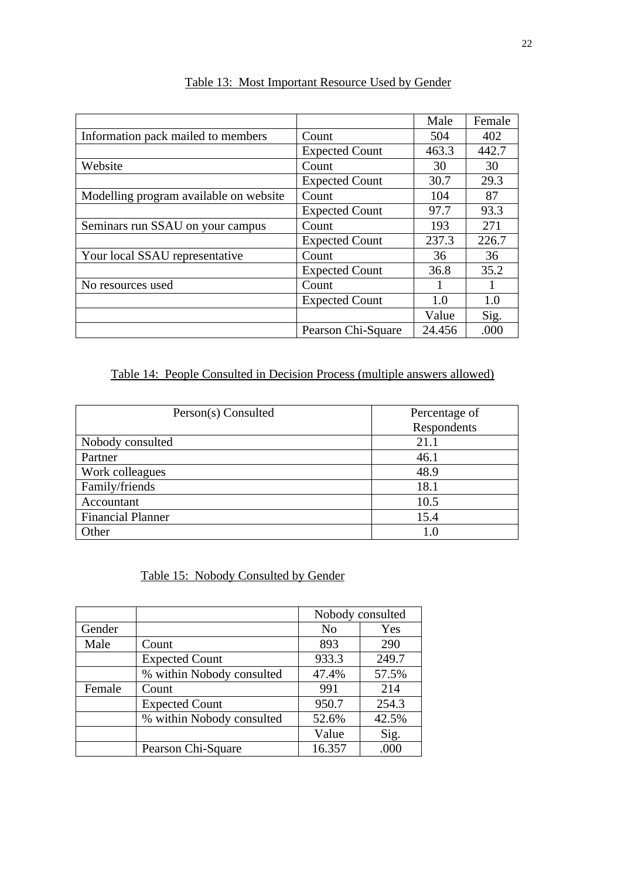Table 13: Most Important Resource Used by Gender

| | | Male | Female |
|---|---|---|---|
| Information pack mailed to members | Count | 504 | 402 |
| | Expected Count | 463.3 | 442.7 |
| Website | Count | 30 | 30 |
| | Expected Count | 30.7 | 29.3 |
| Modelling program available on website | Count | 104 | 87 |
| | Expected Count | 97.7 | 93.3 |
| Seminars run SSAU on your campus | Count | 193 | 271 |
| | Expected Count | 237.3 | 226.7 |
| Your local SSAU representative | Count | 36 | 36 |
| | Expected Count | 36.8 | 35.2 |
| No resources used | Count | 1 | 1 |
| | Expected Count | 1.0 | 1.0 |
| | | Value | Sig. |
| | Pearson Chi-Square | 24.456 | .000 |

Table 14: People Consulted in Decision Process (multiple answers allowed)

| Person(s) Consulted | Percentage of Respondents |
|---|---|
| Nobody consulted | 21.1 |
| Partner | 46.1 |
| Work colleagues | 48.9 |
| Family/friends | 18.1 |
| Accountant | 10.5 |
| Financial Planner | 15.4 |
| Other | 1.0 |

Table 15: Nobody Consulted by Gender

| | | Nobody consulted | |
|---|---|---|---|
| Gender | | No | Yes |
| Male | Count | 893 | 290 |
| | Expected Count | 933.3 | 249.7 |
| | % within Nobody consulted | 47.4% | 57.5% |
| Female | Count | 991 | 214 |
| | Expected Count | 950.7 | 254.3 |
| | % within Nobody consulted | 52.6% | 42.5% |
| | | Value | Sig. |
| | Pearson Chi-Square | 16.357 | .000 |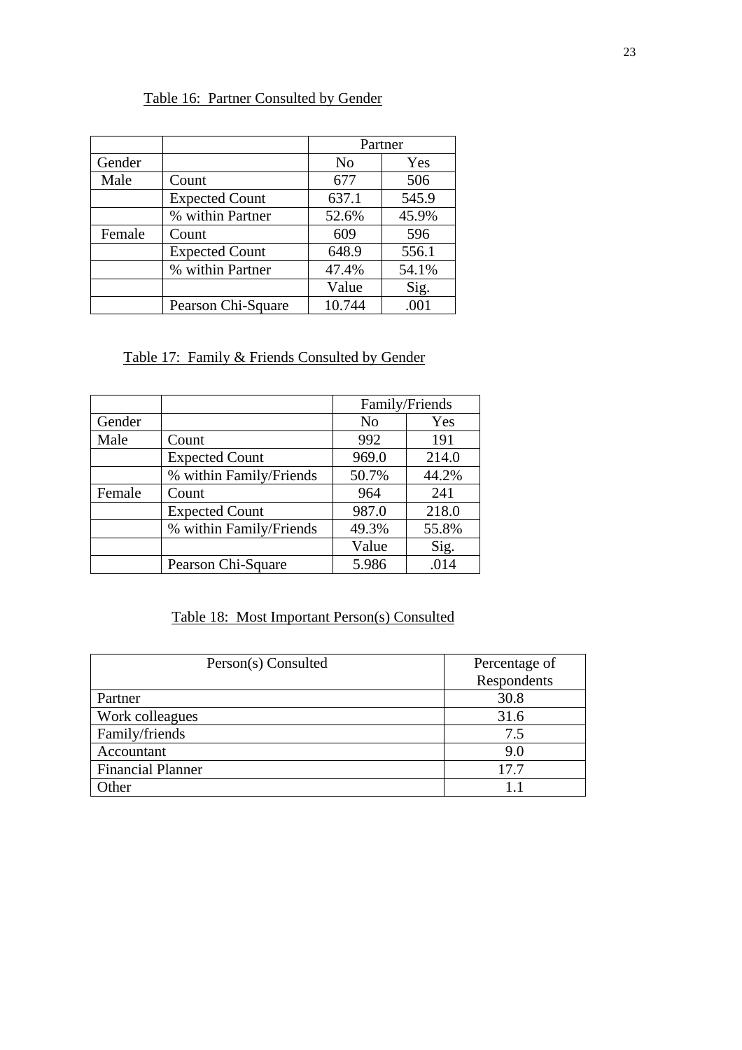Table 16: Partner Consulted by Gender

| | | Partner | |
|---|---|---|---|
| Gender | | No | Yes |
| Male | Count | 677 | 506 |
| | Expected Count | 637.1 | 545.9 |
| | % within Partner | 52.6% | 45.9% |
| Female | Count | 609 | 596 |
| | Expected Count | 648.9 | 556.1 |
| | % within Partner | 47.4% | 54.1% |
| | | Value | Sig. |
| | Pearson Chi-Square | 10.744 | .001 |

Table 17: Family & Friends Consulted by Gender

| | | Family/Friends | |
|---|---|---|---|
| Gender | | No | Yes |
| Male | Count | 992 | 191 |
| | Expected Count | 969.0 | 214.0 |
| | % within Family/Friends | 50.7% | 44.2% |
| Female | Count | 964 | 241 |
| | Expected Count | 987.0 | 218.0 |
| | % within Family/Friends | 49.3% | 55.8% |
| | | Value | Sig. |
| | Pearson Chi-Square | 5.986 | .014 |

Table 18: Most Important Person(s) Consulted

| Person(s) Consulted | Percentage of Respondents |
|---|---|
| Partner | 30.8 |
| Work colleagues | 31.6 |
| Family/friends | 7.5 |
| Accountant | 9.0 |
| Financial Planner | 17.7 |
| Other | 1.1 |